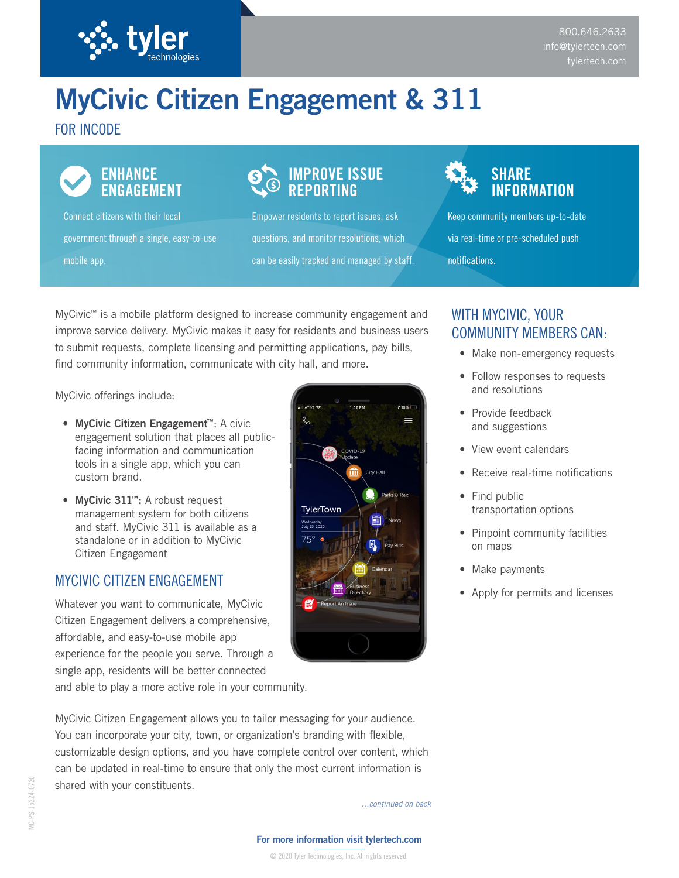800.646.2633
info@tylertech.com
tylertech.com

# MyCivic Citizen Engagement & 311

## FOR INCODE

### ENHANCE ENGAGEMENT

Connect citizens with their local government through a single, easy-to-use mobile app.

### IMPROVE ISSUE REPORTING

Empower residents to report issues, ask questions, and monitor resolutions, which can be easily tracked and managed by staff.

### SHARE INFORMATION

Keep community members up-to-date via real-time or pre-scheduled push notifications.

MyCivic™ is a mobile platform designed to increase community engagement and improve service delivery. MyCivic makes it easy for residents and business users to submit requests, complete licensing and permitting applications, pay bills, find community information, communicate with city hall, and more.

MyCivic offerings include:

- **MyCivic Citizen Engagement™**: A civic engagement solution that places all public-facing information and communication tools in a single app, which you can custom brand.
- **MyCivic 311™:** A robust request management system for both citizens and staff. MyCivic 311 is available as a standalone or in addition to MyCivic Citizen Engagement

## MYCIVIC CITIZEN ENGAGEMENT

Whatever you want to communicate, MyCivic Citizen Engagement delivers a comprehensive, affordable, and easy-to-use mobile app experience for the people you serve. Through a single app, residents will be better connected and able to play a more active role in your community.

MyCivic Citizen Engagement allows you to tailor messaging for your audience. You can incorporate your city, town, or organization's branding with flexible, customizable design options, and you have complete control over content, which can be updated in real-time to ensure that only the most current information is shared with your constituents.

*...continued on back*

## WITH MYCIVIC, YOUR COMMUNITY MEMBERS CAN:

- Make non-emergency requests
- Follow responses to requests and resolutions
- Provide feedback and suggestions
- View event calendars
- Receive real-time notifications
- Find public transportation options
- Pinpoint community facilities on maps
- Make payments
- Apply for permits and licenses

**For more information visit tylertech.com**

© 2020 Tyler Technologies, Inc. All rights reserved.

MC-PS-15224-0720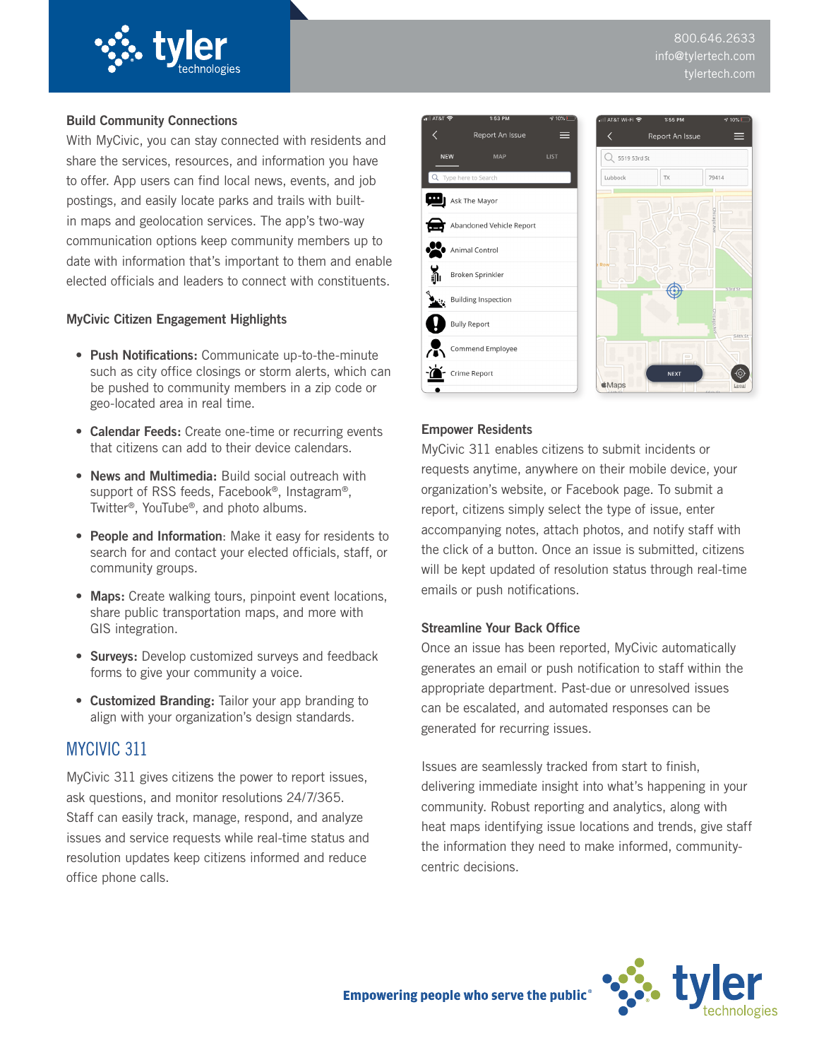800.646.2633
info@tylertech.com
tylertech.com

### Build Community Connections

With MyCivic, you can stay connected with residents and share the services, resources, and information you have to offer. App users can find local news, events, and job postings, and easily locate parks and trails with built-in maps and geolocation services. The app's two-way communication options keep community members up to date with information that's important to them and enable elected officials and leaders to connect with constituents.

### MyCivic Citizen Engagement Highlights

- **Push Notifications:** Communicate up-to-the-minute such as city office closings or storm alerts, which can be pushed to community members in a zip code or geo-located area in real time.
- **Calendar Feeds:** Create one-time or recurring events that citizens can add to their device calendars.
- **News and Multimedia:** Build social outreach with support of RSS feeds, Facebook®, Instagram®, Twitter®, YouTube®, and photo albums.
- **People and Information**: Make it easy for residents to search for and contact your elected officials, staff, or community groups.
- **Maps:** Create walking tours, pinpoint event locations, share public transportation maps, and more with GIS integration.
- **Surveys:** Develop customized surveys and feedback forms to give your community a voice.
- **Customized Branding:** Tailor your app branding to align with your organization's design standards.

## MYCIVIC 311

MyCivic 311 gives citizens the power to report issues, ask questions, and monitor resolutions 24/7/365. Staff can easily track, manage, respond, and analyze issues and service requests while real-time status and resolution updates keep citizens informed and reduce office phone calls.

### Empower Residents

MyCivic 311 enables citizens to submit incidents or requests anytime, anywhere on their mobile device, your organization's website, or Facebook page. To submit a report, citizens simply select the type of issue, enter accompanying notes, attach photos, and notify staff with the click of a button. Once an issue is submitted, citizens will be kept updated of resolution status through real-time emails or push notifications.

### Streamline Your Back Office

Once an issue has been reported, MyCivic automatically generates an email or push notification to staff within the appropriate department. Past-due or unresolved issues can be escalated, and automated responses can be generated for recurring issues.

Issues are seamlessly tracked from start to finish, delivering immediate insight into what's happening in your community. Robust reporting and analytics, along with heat maps identifying issue locations and trends, give staff the information they need to make informed, community-centric decisions.

**Empowering people who serve the public®**